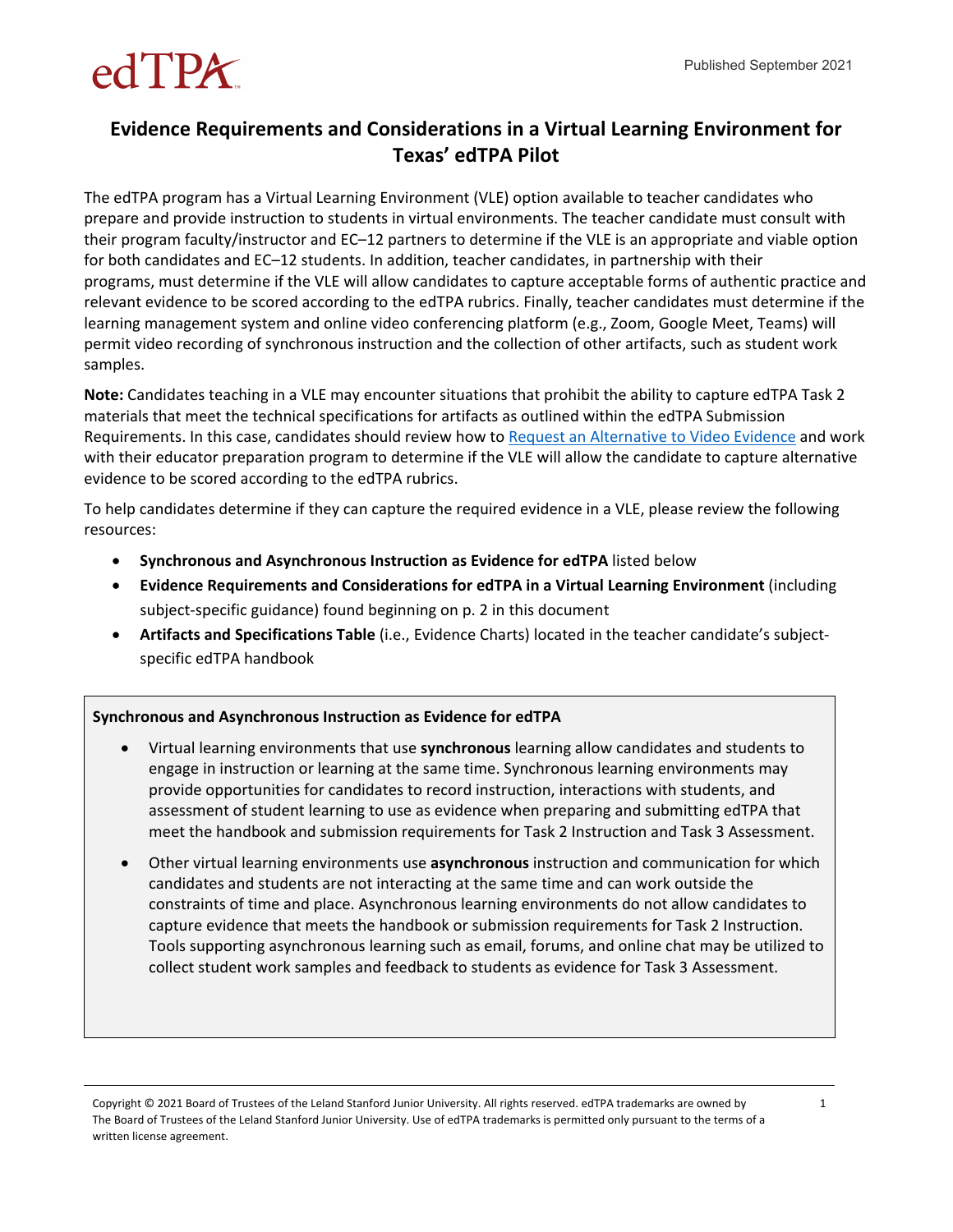edTPA

Published September 2021

# Evidence Requirements and Considerations in a Virtual Learning Environment for Texas' edTPA Pilot

The edTPA program has a Virtual Learning Environment (VLE) option available to teacher candidates who prepare and provide instruction to students in virtual environments. The teacher candidate must consult with their program faculty/instructor and EC–12 partners to determine if the VLE is an appropriate and viable option for both candidates and EC–12 students. In addition, teacher candidates, in partnership with their programs, must determine if the VLE will allow candidates to capture acceptable forms of authentic practice and relevant evidence to be scored according to the edTPA rubrics. Finally, teacher candidates must determine if the learning management system and online video conferencing platform (e.g., Zoom, Google Meet, Teams) will permit video recording of synchronous instruction and the collection of other artifacts, such as student work samples.

**Note:** Candidates teaching in a VLE may encounter situations that prohibit the ability to capture edTPA Task 2 materials that meet the technical specifications for artifacts as outlined within the edTPA Submission Requirements. In this case, candidates should review how to [Request an Alternative to Video Evidence] and work with their educator preparation program to determine if the VLE will allow the candidate to capture alternative evidence to be scored according to the edTPA rubrics.

To help candidates determine if they can capture the required evidence in a VLE, please review the following resources:

- **Synchronous and Asynchronous Instruction as Evidence for edTPA** listed below
- **Evidence Requirements and Considerations for edTPA in a Virtual Learning Environment** (including subject-specific guidance) found beginning on p. 2 in this document
- **Artifacts and Specifications Table** (i.e., Evidence Charts) located in the teacher candidate's subject-specific edTPA handbook

**Synchronous and Asynchronous Instruction as Evidence for edTPA**

- Virtual learning environments that use **synchronous** learning allow candidates and students to engage in instruction or learning at the same time. Synchronous learning environments may provide opportunities for candidates to record instruction, interactions with students, and assessment of student learning to use as evidence when preparing and submitting edTPA that meet the handbook and submission requirements for Task 2 Instruction and Task 3 Assessment.
- Other virtual learning environments use **asynchronous** instruction and communication for which candidates and students are not interacting at the same time and can work outside the constraints of time and place. Asynchronous learning environments do not allow candidates to capture evidence that meets the handbook or submission requirements for Task 2 Instruction. Tools supporting asynchronous learning such as email, forums, and online chat may be utilized to collect student work samples and feedback to students as evidence for Task 3 Assessment.

Copyright © 2021 Board of Trustees of the Leland Stanford Junior University. All rights reserved. edTPA trademarks are owned by The Board of Trustees of the Leland Stanford Junior University. Use of edTPA trademarks is permitted only pursuant to the terms of a written license agreement.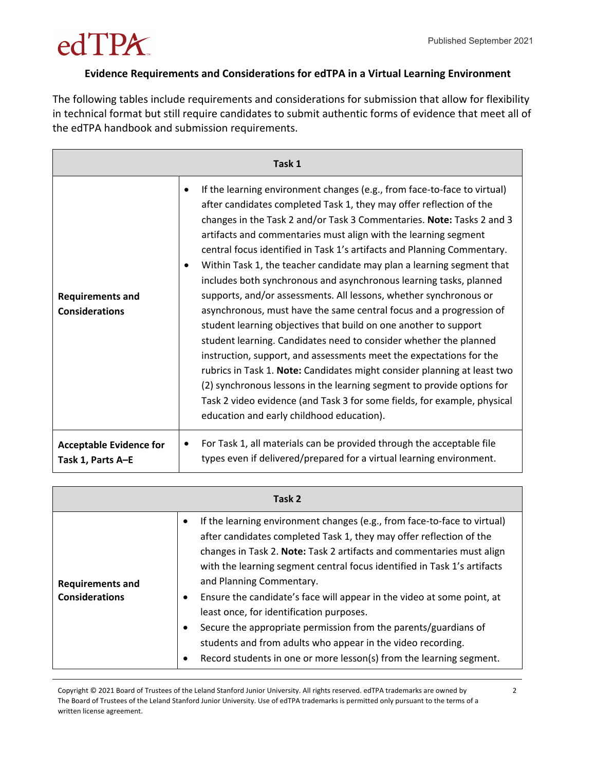**Evidence Requirements and Considerations for edTPA in a Virtual Learning Environment**

The following tables include requirements and considerations for submission that allow for flexibility in technical format but still require candidates to submit authentic forms of evidence that meet all of the edTPA handbook and submission requirements.

| Task 1 | |
|---|---|
| **Requirements and Considerations** | • If the learning environment changes (e.g., from face-to-face to virtual) after candidates completed Task 1, they may offer reflection of the changes in the Task 2 and/or Task 3 Commentaries. **Note:** Tasks 2 and 3 artifacts and commentaries must align with the learning segment central focus identified in Task 1's artifacts and Planning Commentary.<br>• Within Task 1, the teacher candidate may plan a learning segment that includes both synchronous and asynchronous learning tasks, planned supports, and/or assessments. All lessons, whether synchronous or asynchronous, must have the same central focus and a progression of student learning objectives that build on one another to support student learning. Candidates need to consider whether the planned instruction, support, and assessments meet the expectations for the rubrics in Task 1. **Note:** Candidates might consider planning at least two (2) synchronous lessons in the learning segment to provide options for Task 2 video evidence (and Task 3 for some fields, for example, physical education and early childhood education). |
| **Acceptable Evidence for Task 1, Parts A–E** | • For Task 1, all materials can be provided through the acceptable file types even if delivered/prepared for a virtual learning environment. |

| Task 2 | |
|---|---|
| **Requirements and Considerations** | • If the learning environment changes (e.g., from face-to-face to virtual) after candidates completed Task 1, they may offer reflection of the changes in Task 2. **Note:** Task 2 artifacts and commentaries must align with the learning segment central focus identified in Task 1's artifacts and Planning Commentary.<br>• Ensure the candidate's face will appear in the video at some point, at least once, for identification purposes.<br>• Secure the appropriate permission from the parents/guardians of students and from adults who appear in the video recording.<br>• Record students in one or more lesson(s) from the learning segment. |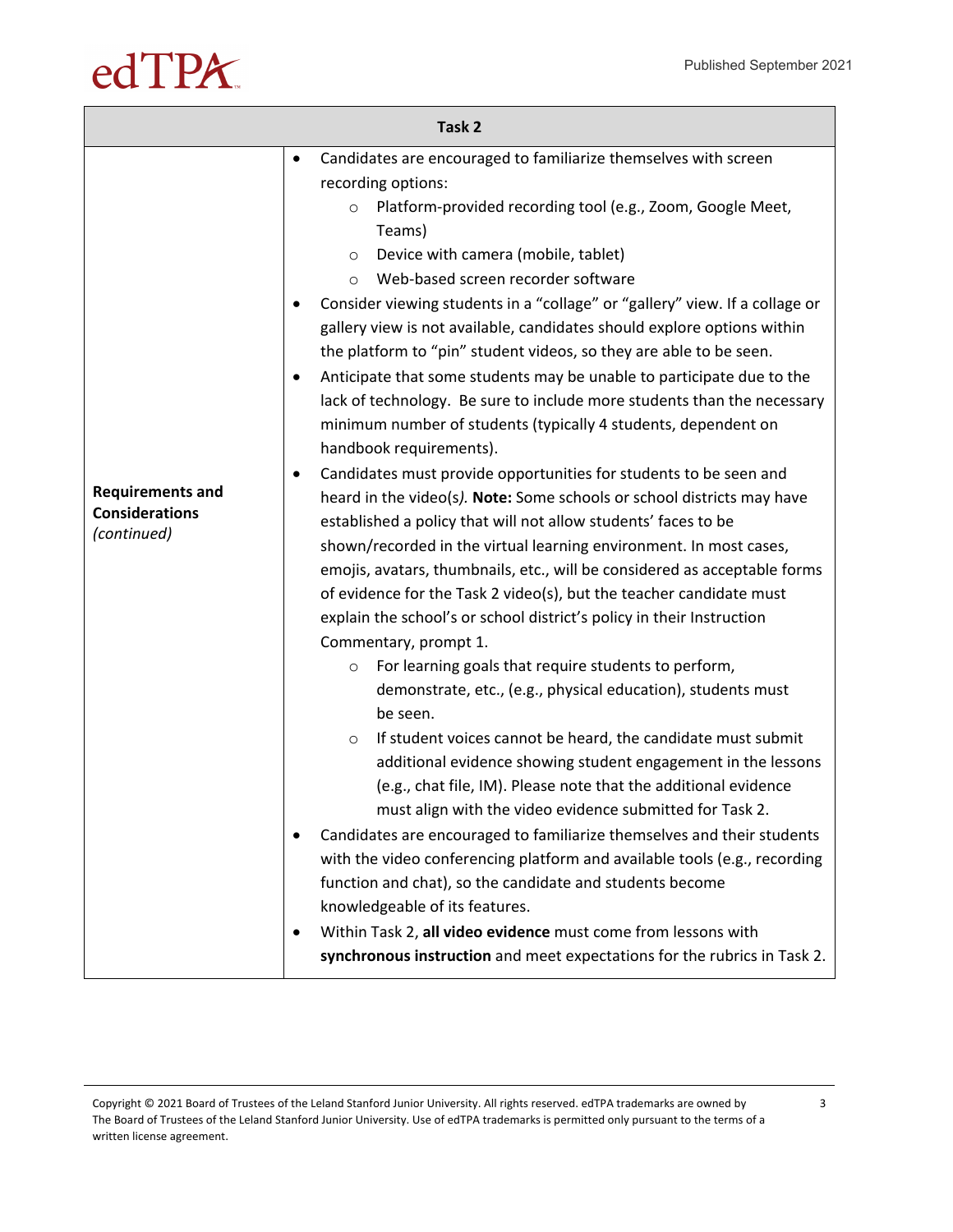| Task 2 | |
|---|---|
| **Requirements and Considerations** *(continued)* | • Candidates are encouraged to familiarize themselves with screen recording options:<br>  ○ Platform-provided recording tool (e.g., Zoom, Google Meet, Teams)<br>  ○ Device with camera (mobile, tablet)<br>  ○ Web-based screen recorder software<br>• Consider viewing students in a "collage" or "gallery" view. If a collage or gallery view is not available, candidates should explore options within the platform to "pin" student videos, so they are able to be seen.<br>• Anticipate that some students may be unable to participate due to the lack of technology. Be sure to include more students than the necessary minimum number of students (typically 4 students, dependent on handbook requirements).<br>• Candidates must provide opportunities for students to be seen and heard in the video(s*).* **Note:** Some schools or school districts may have established a policy that will not allow students' faces to be shown/recorded in the virtual learning environment. In most cases, emojis, avatars, thumbnails, etc., will be considered as acceptable forms of evidence for the Task 2 video(s), but the teacher candidate must explain the school's or school district's policy in their Instruction Commentary, prompt 1.<br>  ○ For learning goals that require students to perform, demonstrate, etc., (e.g., physical education), students must be seen.<br>  ○ If student voices cannot be heard, the candidate must submit additional evidence showing student engagement in the lessons (e.g., chat file, IM). Please note that the additional evidence must align with the video evidence submitted for Task 2.<br>• Candidates are encouraged to familiarize themselves and their students with the video conferencing platform and available tools (e.g., recording function and chat), so the candidate and students become knowledgeable of its features.<br>• Within Task 2, **all video evidence** must come from lessons with **synchronous instruction** and meet expectations for the rubrics in Task 2. |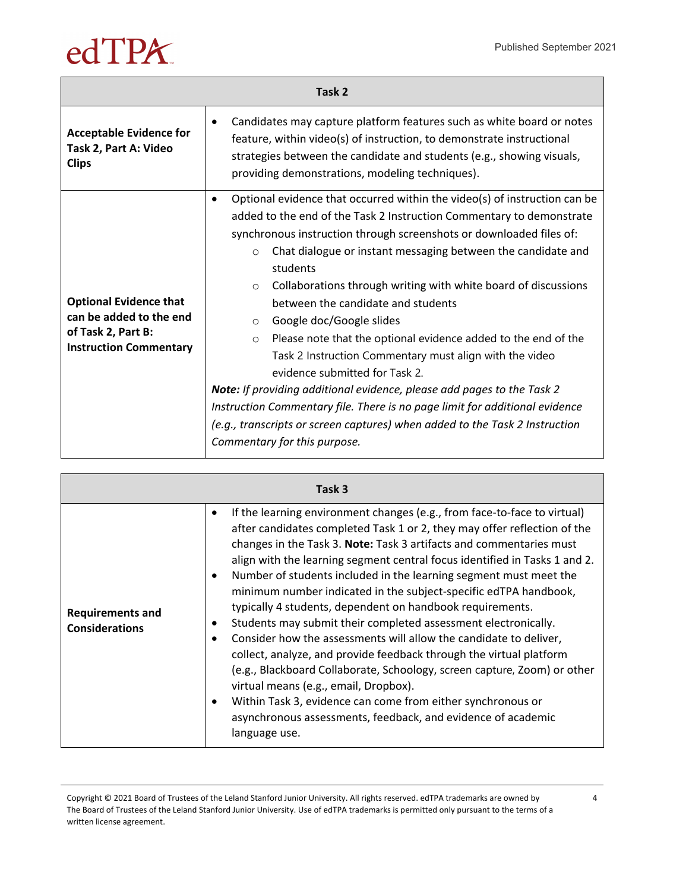| Task 2 | |
|---|---|
| **Acceptable Evidence for Task 2, Part A: Video Clips** | • Candidates may capture platform features such as white board or notes feature, within video(s) of instruction, to demonstrate instructional strategies between the candidate and students (e.g., showing visuals, providing demonstrations, modeling techniques). |
| **Optional Evidence that can be added to the end of Task 2, Part B: Instruction Commentary** | • Optional evidence that occurred within the video(s) of instruction can be added to the end of the Task 2 Instruction Commentary to demonstrate synchronous instruction through screenshots or downloaded files of:<br>  ○ Chat dialogue or instant messaging between the candidate and students<br>  ○ Collaborations through writing with white board of discussions between the candidate and students<br>  ○ Google doc/Google slides<br>  ○ Please note that the optional evidence added to the end of the Task 2 Instruction Commentary must align with the video evidence submitted for Task 2.<br>***Note:*** *If providing additional evidence, please add pages to the Task 2 Instruction Commentary file. There is no page limit for additional evidence (e.g., transcripts or screen captures) when added to the Task 2 Instruction Commentary for this purpose.* |

| Task 3 | |
|---|---|
| **Requirements and Considerations** | • If the learning environment changes (e.g., from face-to-face to virtual) after candidates completed Task 1 or 2, they may offer reflection of the changes in the Task 3. **Note:** Task 3 artifacts and commentaries must align with the learning segment central focus identified in Tasks 1 and 2.<br>• Number of students included in the learning segment must meet the minimum number indicated in the subject-specific edTPA handbook, typically 4 students, dependent on handbook requirements.<br>• Students may submit their completed assessment electronically.<br>• Consider how the assessments will allow the candidate to deliver, collect, analyze, and provide feedback through the virtual platform (e.g., Blackboard Collaborate, Schoology, screen capture, Zoom) or other virtual means (e.g., email, Dropbox).<br>• Within Task 3, evidence can come from either synchronous or asynchronous assessments, feedback, and evidence of academic language use. |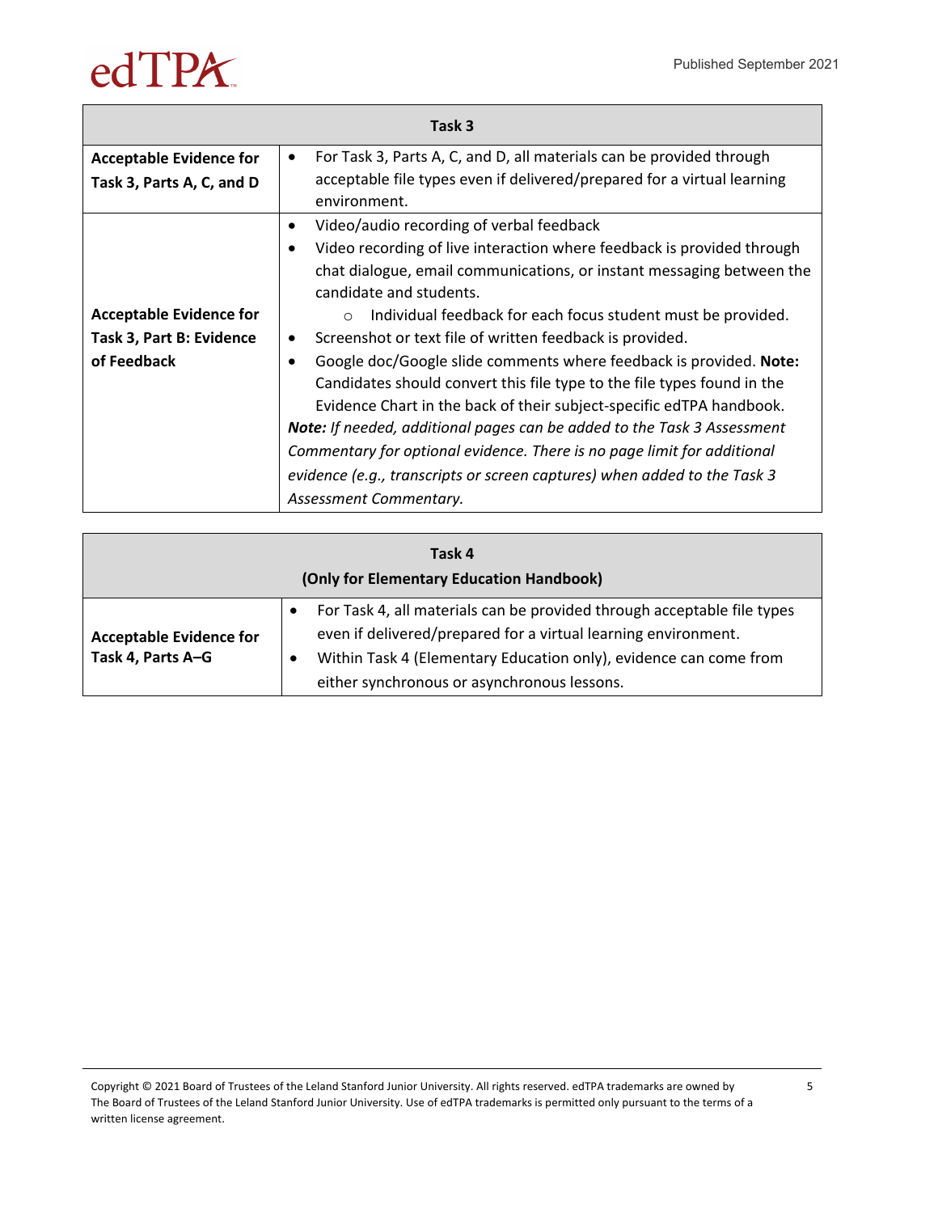| Task 3 | |
|---|---|
| **Acceptable Evidence for Task 3, Parts A, C, and D** | • For Task 3, Parts A, C, and D, all materials can be provided through acceptable file types even if delivered/prepared for a virtual learning environment. |
| **Acceptable Evidence for Task 3, Part B: Evidence of Feedback** | • Video/audio recording of verbal feedback<br>• Video recording of live interaction where feedback is provided through chat dialogue, email communications, or instant messaging between the candidate and students.<br>  ○ Individual feedback for each focus student must be provided.<br>• Screenshot or text file of written feedback is provided.<br>• Google doc/Google slide comments where feedback is provided. **Note:** Candidates should convert this file type to the file types found in the Evidence Chart in the back of their subject-specific edTPA handbook.<br>***Note:*** *If needed, additional pages can be added to the Task 3 Assessment Commentary for optional evidence. There is no page limit for additional evidence (e.g., transcripts or screen captures) when added to the Task 3 Assessment Commentary.* |

| Task 4<br>(Only for Elementary Education Handbook) | |
|---|---|
| **Acceptable Evidence for Task 4, Parts A–G** | • For Task 4, all materials can be provided through acceptable file types even if delivered/prepared for a virtual learning environment.<br>• Within Task 4 (Elementary Education only), evidence can come from either synchronous or asynchronous lessons. |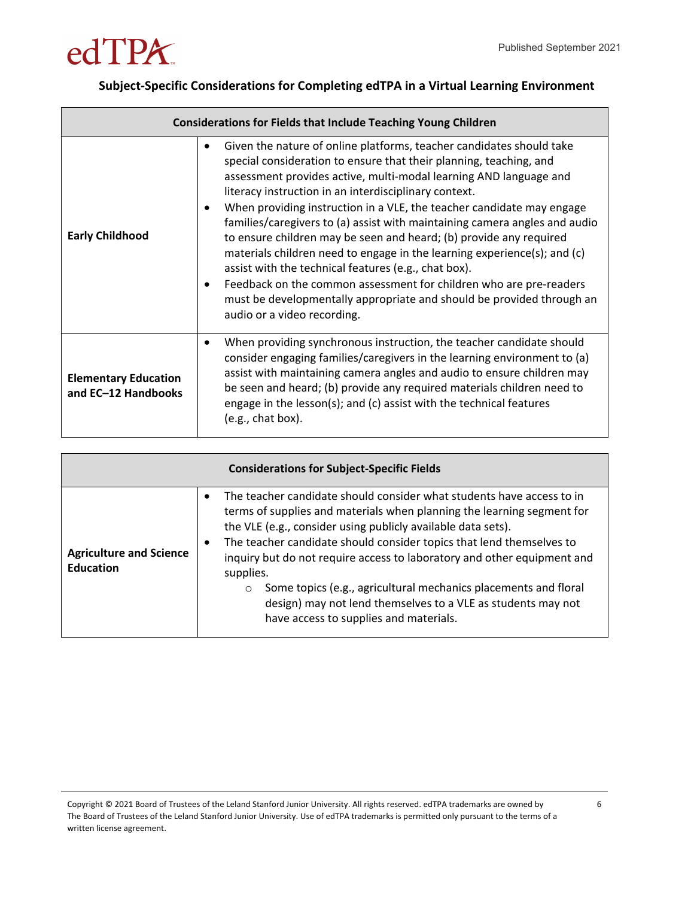## Subject-Specific Considerations for Completing edTPA in a Virtual Learning Environment

| Considerations for Fields that Include Teaching Young Children | |
|---|---|
| **Early Childhood** | • Given the nature of online platforms, teacher candidates should take special consideration to ensure that their planning, teaching, and assessment provides active, multi-modal learning AND language and literacy instruction in an interdisciplinary context.<br>• When providing instruction in a VLE, the teacher candidate may engage families/caregivers to (a) assist with maintaining camera angles and audio to ensure children may be seen and heard; (b) provide any required materials children need to engage in the learning experience(s); and (c) assist with the technical features (e.g., chat box).<br>• Feedback on the common assessment for children who are pre-readers must be developmentally appropriate and should be provided through an audio or a video recording. |
| **Elementary Education and EC–12 Handbooks** | • When providing synchronous instruction, the teacher candidate should consider engaging families/caregivers in the learning environment to (a) assist with maintaining camera angles and audio to ensure children may be seen and heard; (b) provide any required materials children need to engage in the lesson(s); and (c) assist with the technical features (e.g., chat box). |

| Considerations for Subject-Specific Fields | |
|---|---|
| **Agriculture and Science Education** | • The teacher candidate should consider what students have access to in terms of supplies and materials when planning the learning segment for the VLE (e.g., consider using publicly available data sets).<br>• The teacher candidate should consider topics that lend themselves to inquiry but do not require access to laboratory and other equipment and supplies.<br>&nbsp;&nbsp;&nbsp;&nbsp;○ Some topics (e.g., agricultural mechanics placements and floral design) may not lend themselves to a VLE as students may not have access to supplies and materials. |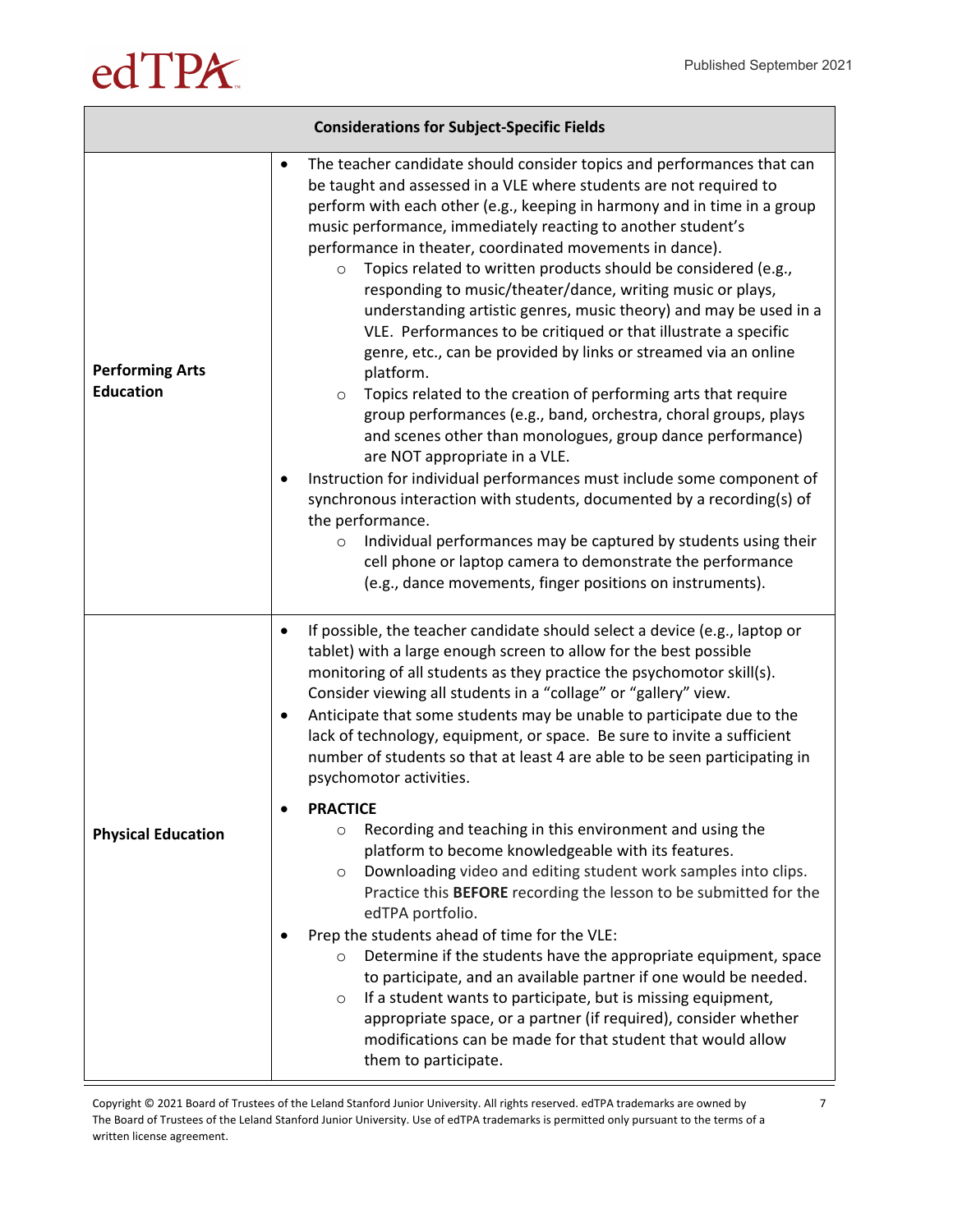| Considerations for Subject-Specific Fields | |
|---|---|
| **Performing Arts Education** | • The teacher candidate should consider topics and performances that can be taught and assessed in a VLE where students are not required to perform with each other (e.g., keeping in harmony and in time in a group music performance, immediately reacting to another student's performance in theater, coordinated movements in dance).<br>  ○ Topics related to written products should be considered (e.g., responding to music/theater/dance, writing music or plays, understanding artistic genres, music theory) and may be used in a VLE. Performances to be critiqued or that illustrate a specific genre, etc., can be provided by links or streamed via an online platform.<br>  ○ Topics related to the creation of performing arts that require group performances (e.g., band, orchestra, choral groups, plays and scenes other than monologues, group dance performance) are NOT appropriate in a VLE.<br>• Instruction for individual performances must include some component of synchronous interaction with students, documented by a recording(s) of the performance.<br>  ○ Individual performances may be captured by students using their cell phone or laptop camera to demonstrate the performance (e.g., dance movements, finger positions on instruments). |
| **Physical Education** | • If possible, the teacher candidate should select a device (e.g., laptop or tablet) with a large enough screen to allow for the best possible monitoring of all students as they practice the psychomotor skill(s). Consider viewing all students in a "collage" or "gallery" view.<br>• Anticipate that some students may be unable to participate due to the lack of technology, equipment, or space. Be sure to invite a sufficient number of students so that at least 4 are able to be seen participating in psychomotor activities.<br>• **PRACTICE**<br>  ○ Recording and teaching in this environment and using the platform to become knowledgeable with its features.<br>  ○ Downloading video and editing student work samples into clips. Practice this **BEFORE** recording the lesson to be submitted for the edTPA portfolio.<br>• Prep the students ahead of time for the VLE:<br>  ○ Determine if the students have the appropriate equipment, space to participate, and an available partner if one would be needed.<br>  ○ If a student wants to participate, but is missing equipment, appropriate space, or a partner (if required), consider whether modifications can be made for that student that would allow them to participate. |

Copyright © 2021 Board of Trustees of the Leland Stanford Junior University. All rights reserved. edTPA trademarks are owned by The Board of Trustees of the Leland Stanford Junior University. Use of edTPA trademarks is permitted only pursuant to the terms of a written license agreement.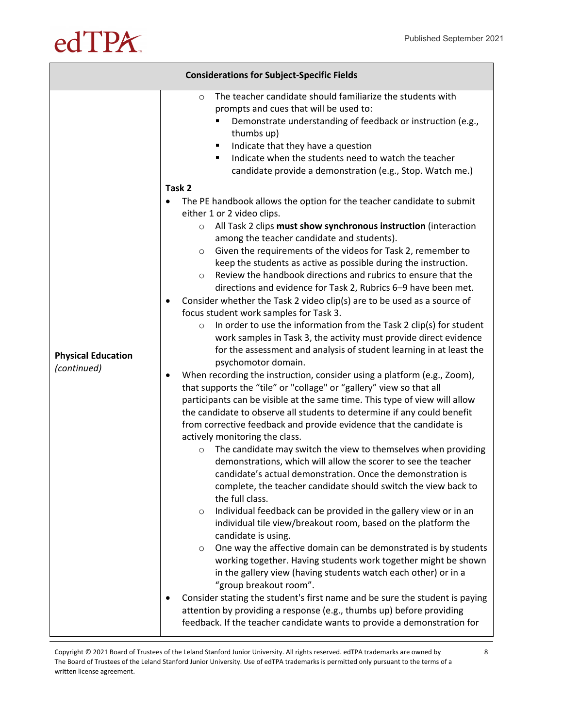| Considerations for Subject-Specific Fields | |
|---|---|
| **Physical Education** *(continued)* | ◦ The teacher candidate should familiarize the students with prompts and cues that will be used to:<br>▪ Demonstrate understanding of feedback or instruction (e.g., thumbs up)<br>▪ Indicate that they have a question<br>▪ Indicate when the students need to watch the teacher candidate provide a demonstration (e.g., Stop. Watch me.)<br><br>**Task 2**<br>• The PE handbook allows the option for the teacher candidate to submit either 1 or 2 video clips.<br>◦ All Task 2 clips **must show synchronous instruction** (interaction among the teacher candidate and students).<br>◦ Given the requirements of the videos for Task 2, remember to keep the students as active as possible during the instruction.<br>◦ Review the handbook directions and rubrics to ensure that the directions and evidence for Task 2, Rubrics 6–9 have been met.<br>• Consider whether the Task 2 video clip(s) are to be used as a source of focus student work samples for Task 3.<br>◦ In order to use the information from the Task 2 clip(s) for student work samples in Task 3, the activity must provide direct evidence for the assessment and analysis of student learning in at least the psychomotor domain.<br>• When recording the instruction, consider using a platform (e.g., Zoom), that supports the "tile" or "collage" or "gallery" view so that all participants can be visible at the same time. This type of view will allow the candidate to observe all students to determine if any could benefit from corrective feedback and provide evidence that the candidate is actively monitoring the class.<br>◦ The candidate may switch the view to themselves when providing demonstrations, which will allow the scorer to see the teacher candidate's actual demonstration. Once the demonstration is complete, the teacher candidate should switch the view back to the full class.<br>◦ Individual feedback can be provided in the gallery view or in an individual tile view/breakout room, based on the platform the candidate is using.<br>◦ One way the affective domain can be demonstrated is by students working together. Having students work together might be shown in the gallery view (having students watch each other) or in a "group breakout room".<br>• Consider stating the student's first name and be sure the student is paying attention by providing a response (e.g., thumbs up) before providing feedback. If the teacher candidate wants to provide a demonstration for |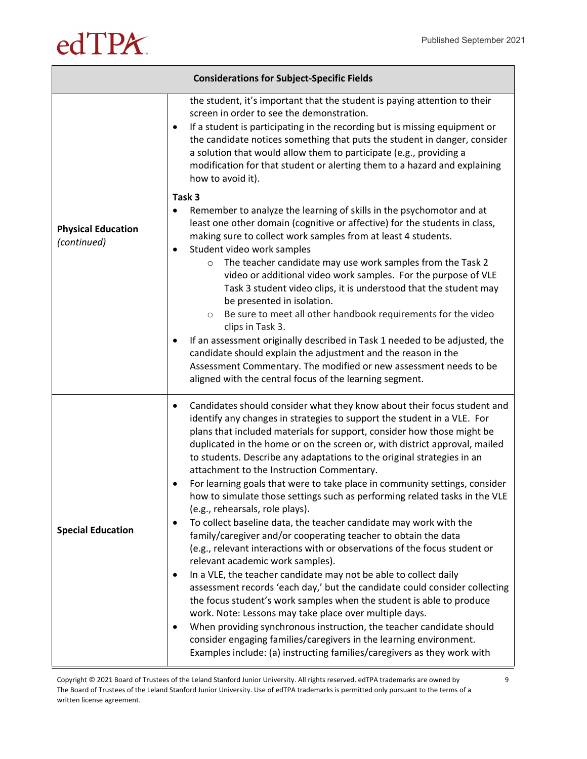| Considerations for Subject-Specific Fields | |
|---|---|
| **Physical Education** *(continued)* | the student, it's important that the student is paying attention to their screen in order to see the demonstration.<br>• If a student is participating in the recording but is missing equipment or the candidate notices something that puts the student in danger, consider a solution that would allow them to participate (e.g., providing a modification for that student or alerting them to a hazard and explaining how to avoid it).<br><br>**Task 3**<br>• Remember to analyze the learning of skills in the psychomotor and at least one other domain (cognitive or affective) for the students in class, making sure to collect work samples from at least 4 students.<br>• Student video work samples<br>  ○ The teacher candidate may use work samples from the Task 2 video or additional video work samples. For the purpose of VLE Task 3 student video clips, it is understood that the student may be presented in isolation.<br>  ○ Be sure to meet all other handbook requirements for the video clips in Task 3.<br>• If an assessment originally described in Task 1 needed to be adjusted, the candidate should explain the adjustment and the reason in the Assessment Commentary. The modified or new assessment needs to be aligned with the central focus of the learning segment. |
| **Special Education** | • Candidates should consider what they know about their focus student and identify any changes in strategies to support the student in a VLE. For plans that included materials for support, consider how those might be duplicated in the home or on the screen or, with district approval, mailed to students. Describe any adaptations to the original strategies in an attachment to the Instruction Commentary.<br>• For learning goals that were to take place in community settings, consider how to simulate those settings such as performing related tasks in the VLE (e.g., rehearsals, role plays).<br>• To collect baseline data, the teacher candidate may work with the family/caregiver and/or cooperating teacher to obtain the data (e.g., relevant interactions with or observations of the focus student or relevant academic work samples).<br>• In a VLE, the teacher candidate may not be able to collect daily assessment records 'each day,' but the candidate could consider collecting the focus student's work samples when the student is able to produce work. Note: Lessons may take place over multiple days.<br>• When providing synchronous instruction, the teacher candidate should consider engaging families/caregivers in the learning environment. Examples include: (a) instructing families/caregivers as they work with |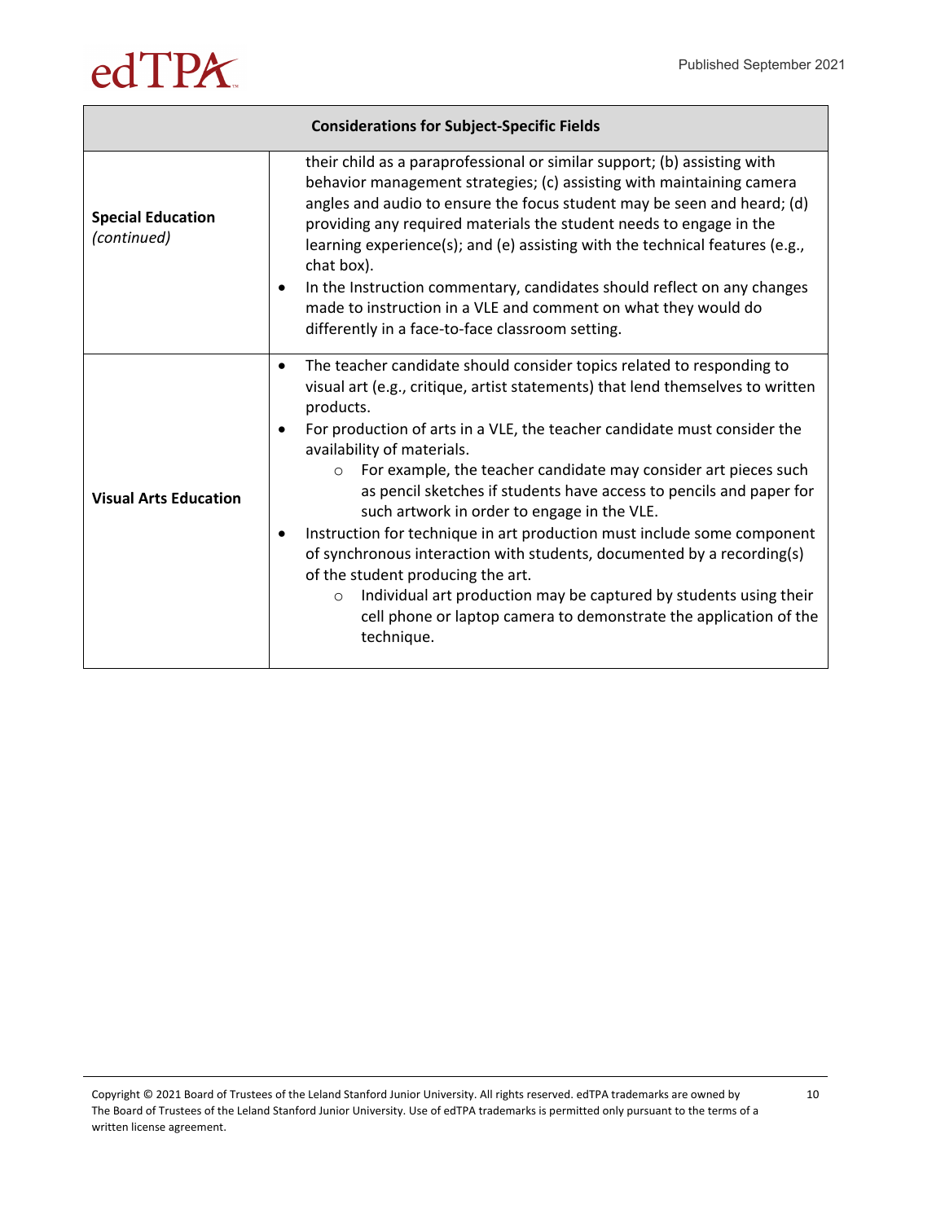| Considerations for Subject-Specific Fields | |
|---|---|
| **Special Education** *(continued)* | their child as a paraprofessional or similar support; (b) assisting with behavior management strategies; (c) assisting with maintaining camera angles and audio to ensure the focus student may be seen and heard; (d) providing any required materials the student needs to engage in the learning experience(s); and (e) assisting with the technical features (e.g., chat box).<br>• In the Instruction commentary, candidates should reflect on any changes made to instruction in a VLE and comment on what they would do differently in a face-to-face classroom setting. |
| **Visual Arts Education** | • The teacher candidate should consider topics related to responding to visual art (e.g., critique, artist statements) that lend themselves to written products.<br>• For production of arts in a VLE, the teacher candidate must consider the availability of materials.<br>&nbsp;&nbsp;&nbsp;&nbsp;○ For example, the teacher candidate may consider art pieces such as pencil sketches if students have access to pencils and paper for such artwork in order to engage in the VLE.<br>• Instruction for technique in art production must include some component of synchronous interaction with students, documented by a recording(s) of the student producing the art.<br>&nbsp;&nbsp;&nbsp;&nbsp;○ Individual art production may be captured by students using their cell phone or laptop camera to demonstrate the application of the technique. |

Copyright © 2021 Board of Trustees of the Leland Stanford Junior University. All rights reserved. edTPA trademarks are owned by The Board of Trustees of the Leland Stanford Junior University. Use of edTPA trademarks is permitted only pursuant to the terms of a written license agreement.